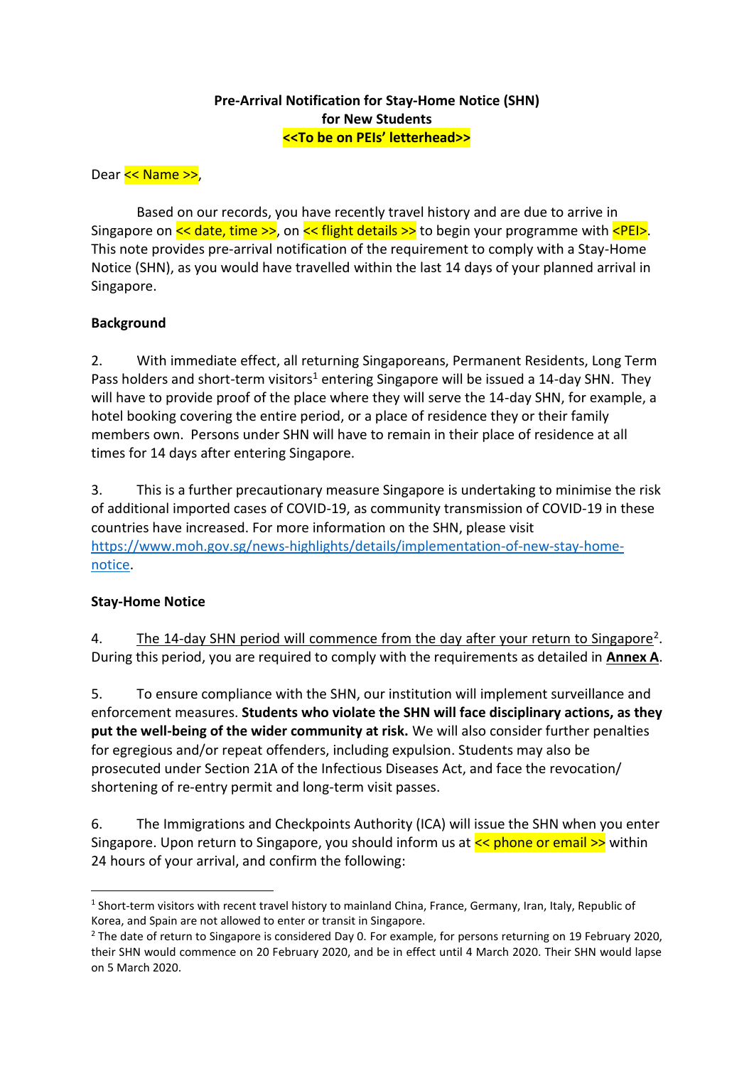**Pre-Arrival Notification for Stay-Home Notice (SHN)**
**for New Students**
**<<To be on PEIs' letterhead>>**

Dear << Name >>,

Based on our records, you have recently travel history and are due to arrive in Singapore on << date, time >>, on << flight details >> to begin your programme with <PEI>. This note provides pre-arrival notification of the requirement to comply with a Stay-Home Notice (SHN), as you would have travelled within the last 14 days of your planned arrival in Singapore.

**Background**

2. With immediate effect, all returning Singaporeans, Permanent Residents, Long Term Pass holders and short-term visitors[1] entering Singapore will be issued a 14-day SHN. They will have to provide proof of the place where they will serve the 14-day SHN, for example, a hotel booking covering the entire period, or a place of residence they or their family members own. Persons under SHN will have to remain in their place of residence at all times for 14 days after entering Singapore.

3. This is a further precautionary measure Singapore is undertaking to minimise the risk of additional imported cases of COVID-19, as community transmission of COVID-19 in these countries have increased. For more information on the SHN, please visit https://www.moh.gov.sg/news-highlights/details/implementation-of-new-stay-home-notice.

**Stay-Home Notice**

4. The 14-day SHN period will commence from the day after your return to Singapore[2]. During this period, you are required to comply with the requirements as detailed in **Annex A**.

5. To ensure compliance with the SHN, our institution will implement surveillance and enforcement measures. **Students who violate the SHN will face disciplinary actions, as they put the well-being of the wider community at risk.** We will also consider further penalties for egregious and/or repeat offenders, including expulsion. Students may also be prosecuted under Section 21A of the Infectious Diseases Act, and face the revocation/ shortening of re-entry permit and long-term visit passes.

6. The Immigrations and Checkpoints Authority (ICA) will issue the SHN when you enter Singapore. Upon return to Singapore, you should inform us at << phone or email >> within 24 hours of your arrival, and confirm the following:

---

[1] Short-term visitors with recent travel history to mainland China, France, Germany, Iran, Italy, Republic of Korea, and Spain are not allowed to enter or transit in Singapore.

[2] The date of return to Singapore is considered Day 0. For example, for persons returning on 19 February 2020, their SHN would commence on 20 February 2020, and be in effect until 4 March 2020. Their SHN would lapse on 5 March 2020.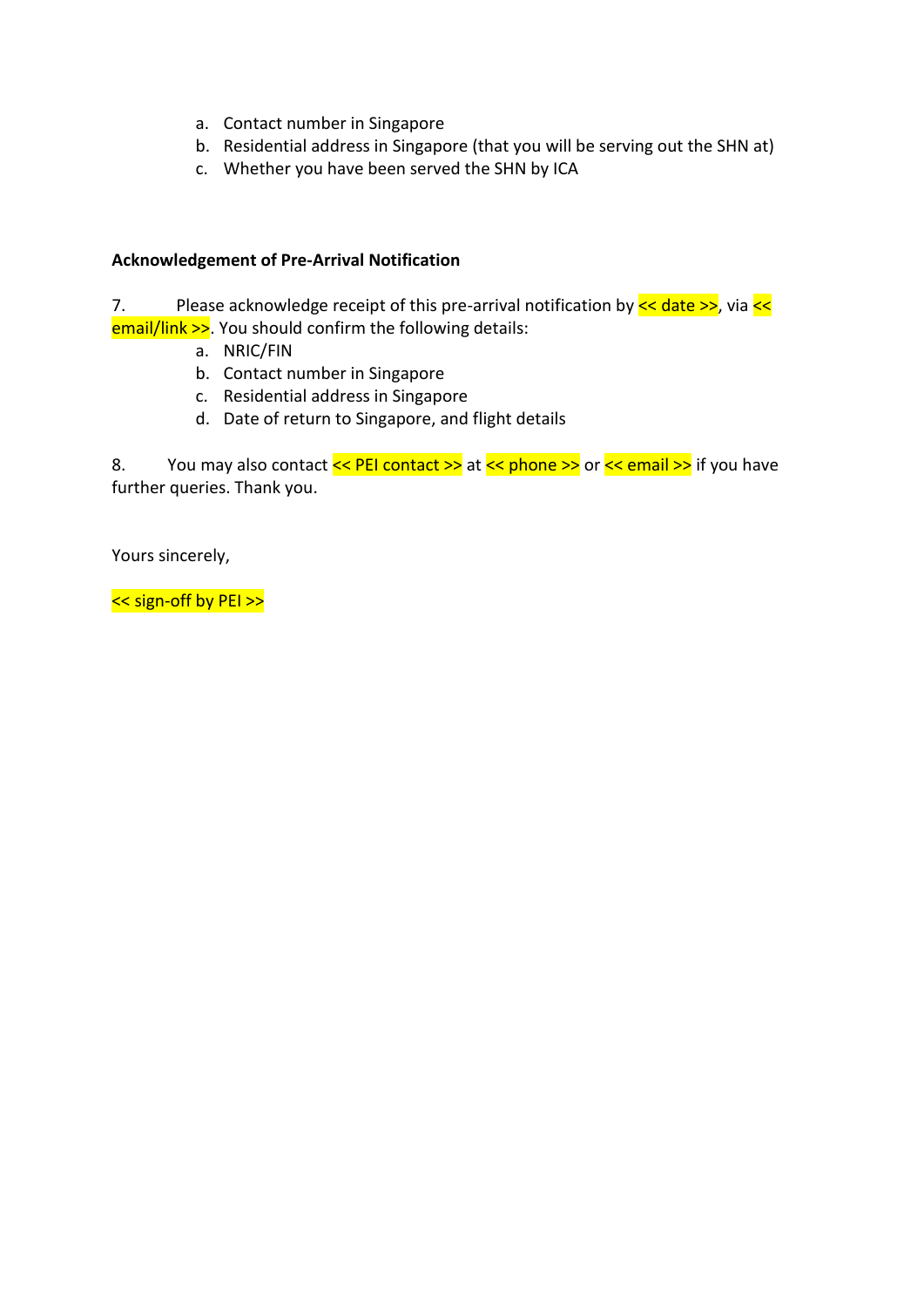a. Contact number in Singapore
b. Residential address in Singapore (that you will be serving out the SHN at)
c. Whether you have been served the SHN by ICA

**Acknowledgement of Pre-Arrival Notification**

7. Please acknowledge receipt of this pre-arrival notification by << date >>, via << email/link >>. You should confirm the following details:

a. NRIC/FIN
b. Contact number in Singapore
c. Residential address in Singapore
d. Date of return to Singapore, and flight details

8. You may also contact << PEI contact >> at << phone >> or << email >> if you have further queries. Thank you.

Yours sincerely,

<< sign-off by PEI >>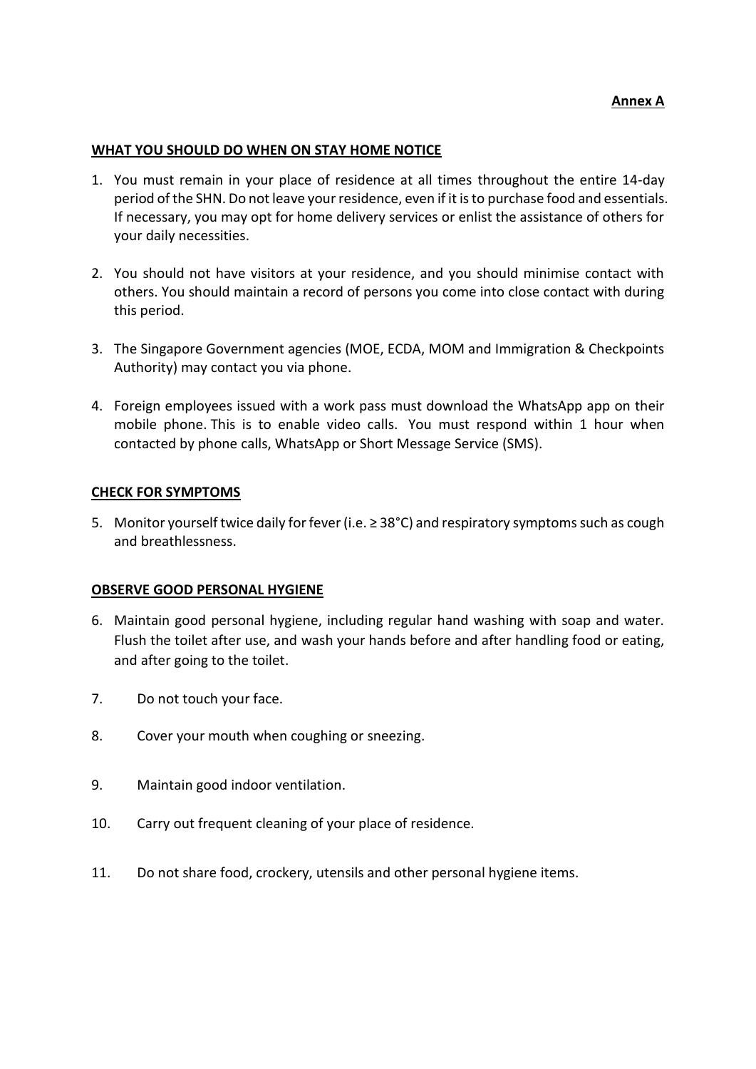**Annex A**

## WHAT YOU SHOULD DO WHEN ON STAY HOME NOTICE

1. You must remain in your place of residence at all times throughout the entire 14-day period of the SHN. Do not leave your residence, even if it is to purchase food and essentials. If necessary, you may opt for home delivery services or enlist the assistance of others for your daily necessities.

2. You should not have visitors at your residence, and you should minimise contact with others. You should maintain a record of persons you come into close contact with during this period.

3. The Singapore Government agencies (MOE, ECDA, MOM and Immigration & Checkpoints Authority) may contact you via phone.

4. Foreign employees issued with a work pass must download the WhatsApp app on their mobile phone. This is to enable video calls. You must respond within 1 hour when contacted by phone calls, WhatsApp or Short Message Service (SMS).

## CHECK FOR SYMPTOMS

5. Monitor yourself twice daily for fever (i.e. ≥ 38°C) and respiratory symptoms such as cough and breathlessness.

## OBSERVE GOOD PERSONAL HYGIENE

6. Maintain good personal hygiene, including regular hand washing with soap and water. Flush the toilet after use, and wash your hands before and after handling food or eating, and after going to the toilet.

7. Do not touch your face.

8. Cover your mouth when coughing or sneezing.

9. Maintain good indoor ventilation.

10. Carry out frequent cleaning of your place of residence.

11. Do not share food, crockery, utensils and other personal hygiene items.